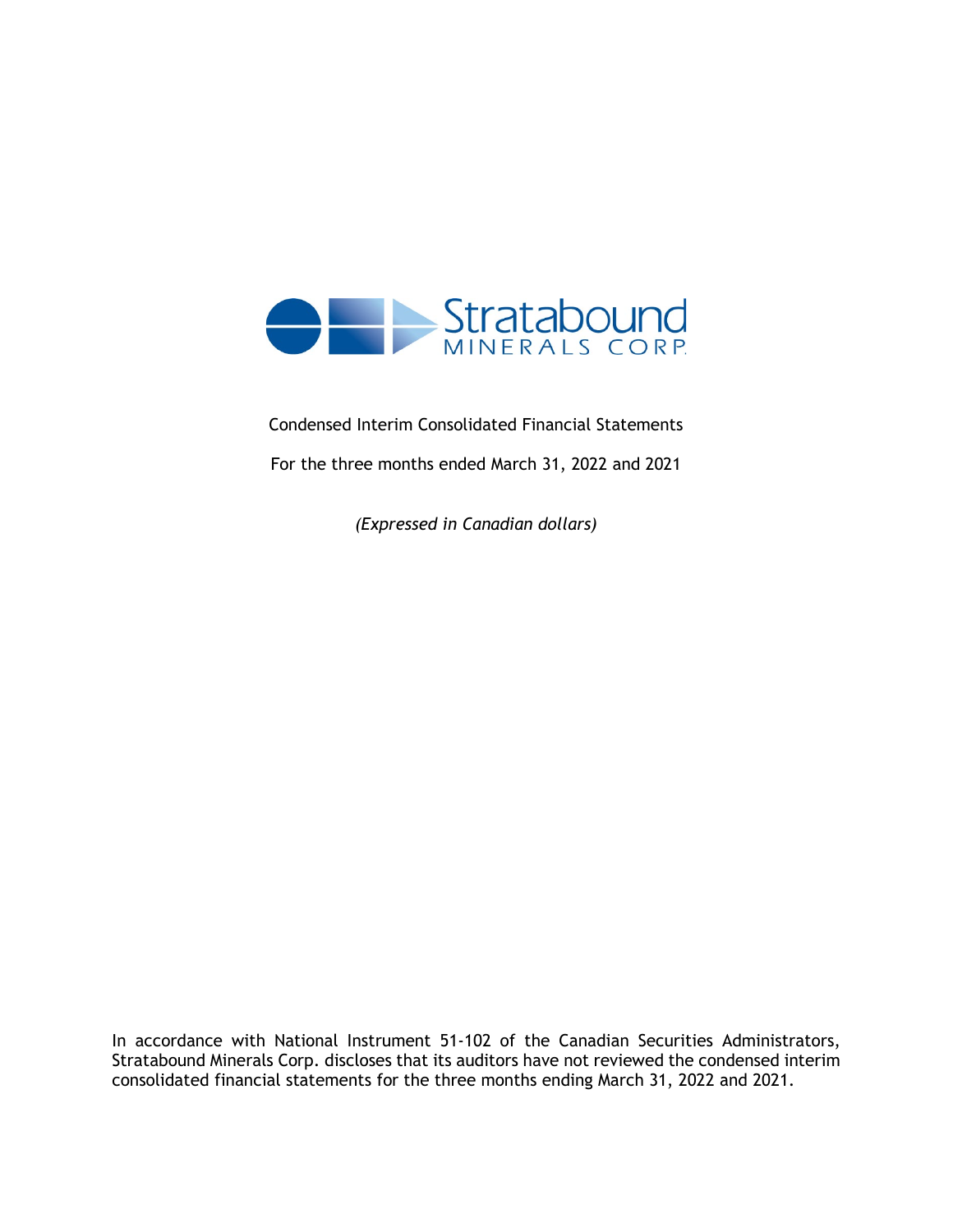Stratabound MINERALS CORP.

Condensed Interim Consolidated Financial Statements

For the three months ended March 31, 2022 and 2021

*(Expressed in Canadian dollars)*

In accordance with National Instrument 51-102 of the Canadian Securities Administrators, Stratabound Minerals Corp. discloses that its auditors have not reviewed the condensed interim consolidated financial statements for the three months ending March 31, 2022 and 2021.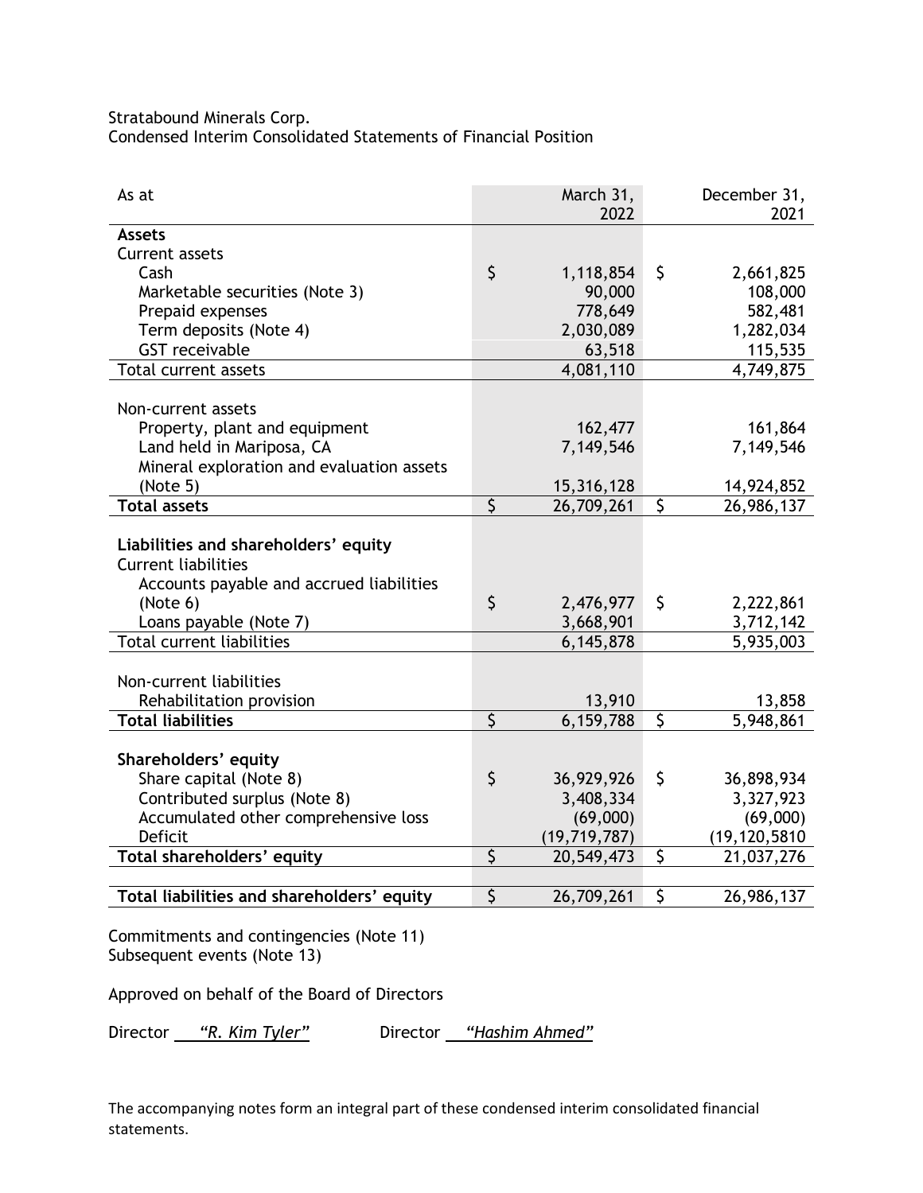Stratabound Minerals Corp.
Condensed Interim Consolidated Statements of Financial Position

| As at | | March 31, 2022 | | December 31, 2021 |
|---|---|---|---|---|
| **Assets** | | | | |
| Current assets | | | | |
| Cash | $ | 1,118,854 | $ | 2,661,825 |
| Marketable securities (Note 3) | | 90,000 | | 108,000 |
| Prepaid expenses | | 778,649 | | 582,481 |
| Term deposits (Note 4) | | 2,030,089 | | 1,282,034 |
| GST receivable | | 63,518 | | 115,535 |
| Total current assets | | 4,081,110 | | 4,749,875 |
| | | | | |
| Non-current assets | | | | |
| Property, plant and equipment | | 162,477 | | 161,864 |
| Land held in Mariposa, CA | | 7,149,546 | | 7,149,546 |
| Mineral exploration and evaluation assets (Note 5) | | 15,316,128 | | 14,924,852 |
| **Total assets** | $ | 26,709,261 | $ | 26,986,137 |
| | | | | |
| **Liabilities and shareholders' equity** | | | | |
| Current liabilities | | | | |
| Accounts payable and accrued liabilities (Note 6) | $ | 2,476,977 | $ | 2,222,861 |
| Loans payable (Note 7) | | 3,668,901 | | 3,712,142 |
| Total current liabilities | | 6,145,878 | | 5,935,003 |
| | | | | |
| Non-current liabilities | | | | |
| Rehabilitation provision | | 13,910 | | 13,858 |
| **Total liabilities** | $ | 6,159,788 | $ | 5,948,861 |
| | | | | |
| **Shareholders' equity** | | | | |
| Share capital (Note 8) | $ | 36,929,926 | $ | 36,898,934 |
| Contributed surplus (Note 8) | | 3,408,334 | | 3,327,923 |
| Accumulated other comprehensive loss | | (69,000) | | (69,000) |
| Deficit | | (19,719,787) | | (19,120,5810 |
| **Total shareholders' equity** | $ | 20,549,473 | $ | 21,037,276 |
| | | | | |
| **Total liabilities and shareholders' equity** | $ | 26,709,261 | $ | 26,986,137 |

Commitments and contingencies (Note 11)
Subsequent events (Note 13)

Approved on behalf of the Board of Directors

Director *"R. Kim Tyler"* Director *"Hashim Ahmed"*

The accompanying notes form an integral part of these condensed interim consolidated financial statements.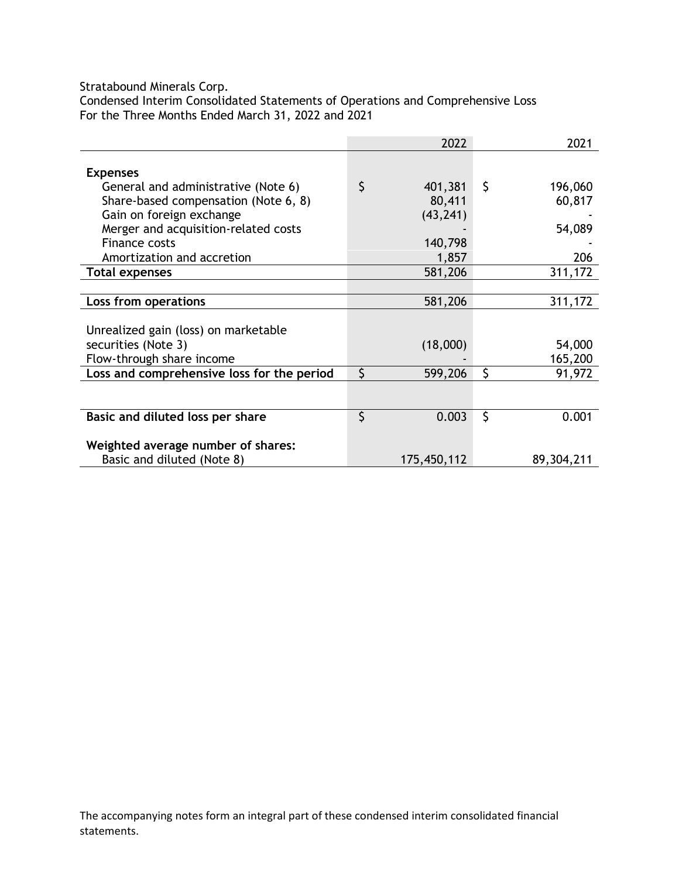Stratabound Minerals Corp.
Condensed Interim Consolidated Statements of Operations and Comprehensive Loss
For the Three Months Ended March 31, 2022 and 2021

| | 2022 | 2021 |
|---|---|---|
| **Expenses** | | |
| General and administrative (Note 6) | $ 401,381 | $ 196,060 |
| Share-based compensation (Note 6, 8) | 80,411 | 60,817 |
| Gain on foreign exchange | (43,241) | - |
| Merger and acquisition-related costs | - | 54,089 |
| Finance costs | 140,798 | - |
| Amortization and accretion | 1,857 | 206 |
| **Total expenses** | 581,206 | 311,172 |
| | | |
| **Loss from operations** | 581,206 | 311,172 |
| | | |
| Unrealized gain (loss) on marketable securities (Note 3) | (18,000) | 54,000 |
| Flow-through share income | - | 165,200 |
| **Loss and comprehensive loss for the period** | $ 599,206 | $ 91,972 |
| | | |
| **Basic and diluted loss per share** | $ 0.003 | $ 0.001 |
| | | |
| **Weighted average number of shares:** | | |
| Basic and diluted (Note 8) | 175,450,112 | 89,304,211 |

The accompanying notes form an integral part of these condensed interim consolidated financial statements.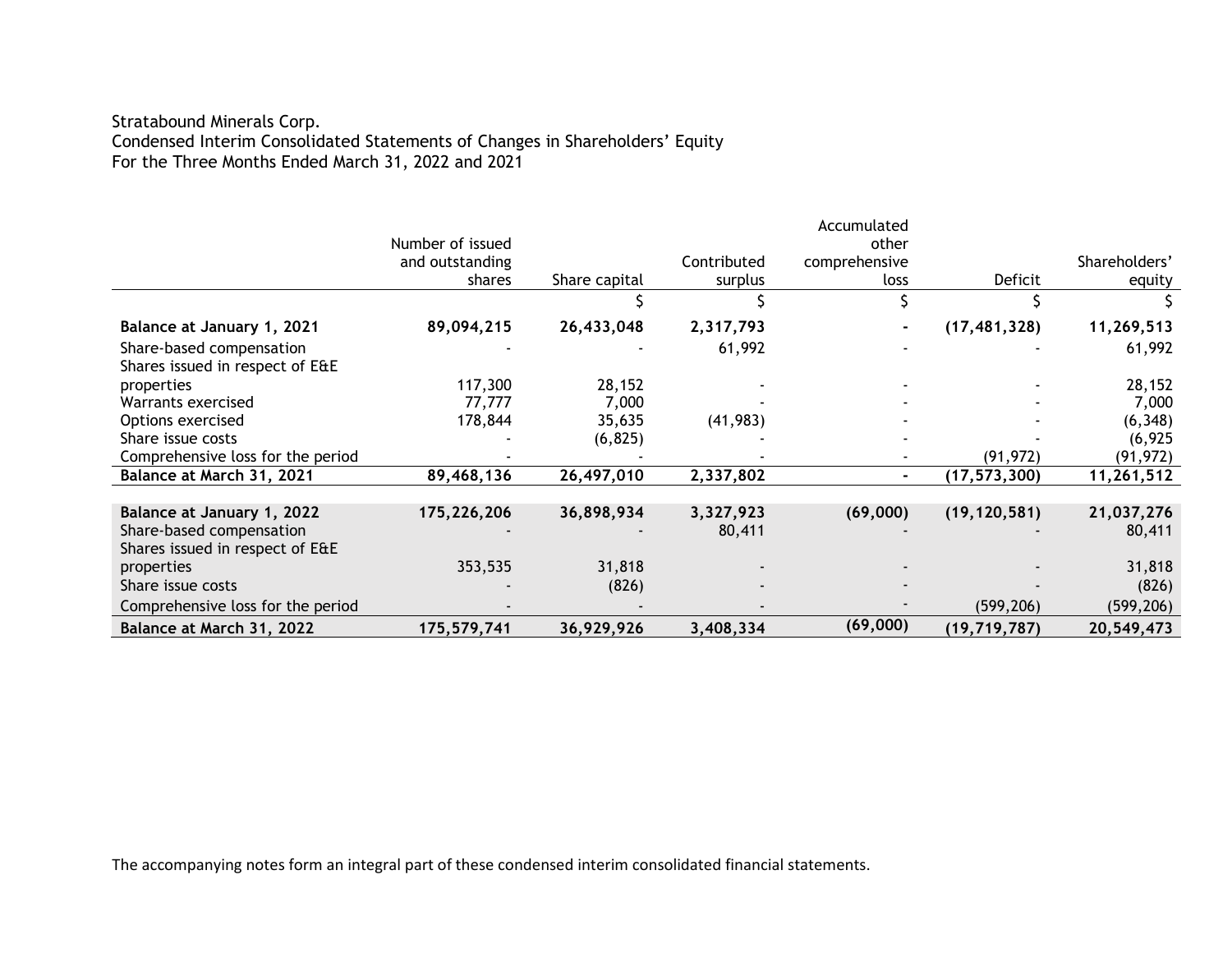Stratabound Minerals Corp.
Condensed Interim Consolidated Statements of Changes in Shareholders' Equity
For the Three Months Ended March 31, 2022 and 2021

| | Number of issued and outstanding shares | Share capital | Contributed surplus | Accumulated other comprehensive loss | Deficit | Shareholders' equity |
|---|---|---|---|---|---|---|
| | | $ | $ | $ | $ | $ |
| **Balance at January 1, 2021** | **89,094,215** | **26,433,048** | **2,317,793** | **-** | **(17,481,328)** | **11,269,513** |
| Share-based compensation | - | - | 61,992 | - | - | 61,992 |
| Shares issued in respect of E&E properties | 117,300 | 28,152 | - | - | - | 28,152 |
| Warrants exercised | 77,777 | 7,000 | - | - | - | 7,000 |
| Options exercised | 178,844 | 35,635 | (41,983) | - | - | (6,348) |
| Share issue costs | - | (6,825) | - | - | - | (6,925 |
| Comprehensive loss for the period | - | - | - | - | (91,972) | (91,972) |
| **Balance at March 31, 2021** | **89,468,136** | **26,497,010** | **2,337,802** | **-** | **(17,573,300)** | **11,261,512** |
| | | | | | | |
| **Balance at January 1, 2022** | **175,226,206** | **36,898,934** | **3,327,923** | **(69,000)** | **(19,120,581)** | **21,037,276** |
| Share-based compensation | - | - | 80,411 | - | - | 80,411 |
| Shares issued in respect of E&E properties | 353,535 | 31,818 | - | - | - | 31,818 |
| Share issue costs | - | (826) | - | - | - | (826) |
| Comprehensive loss for the period | - | - | - | - | (599,206) | (599,206) |
| **Balance at March 31, 2022** | **175,579,741** | **36,929,926** | **3,408,334** | **(69,000)** | **(19,719,787)** | **20,549,473** |

The accompanying notes form an integral part of these condensed interim consolidated financial statements.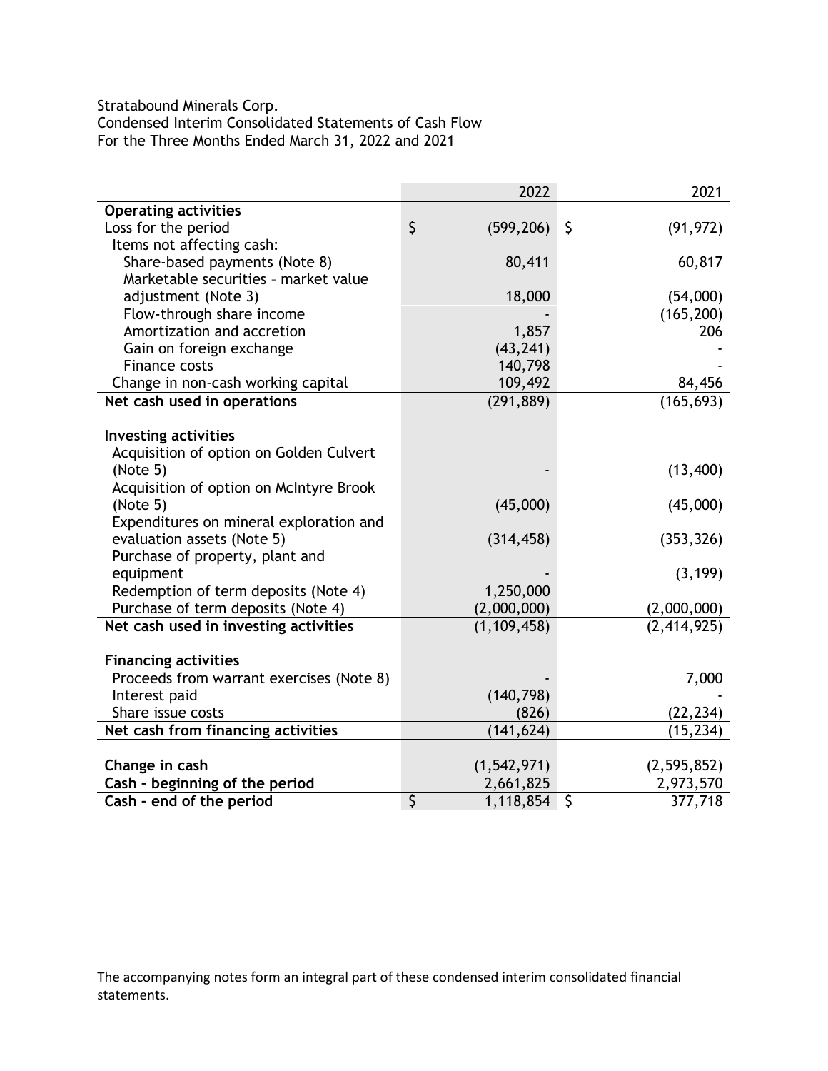Stratabound Minerals Corp.
Condensed Interim Consolidated Statements of Cash Flow
For the Three Months Ended March 31, 2022 and 2021

| | 2022 | 2021 |
|---|---|---|
| **Operating activities** | | |
| Loss for the period | $ (599,206) | $ (91,972) |
| Items not affecting cash: | | |
| Share-based payments (Note 8) | 80,411 | 60,817 |
| Marketable securities - market value adjustment (Note 3) | 18,000 | (54,000) |
| Flow-through share income | - | (165,200) |
| Amortization and accretion | 1,857 | 206 |
| Gain on foreign exchange | (43,241) | - |
| Finance costs | 140,798 | - |
| Change in non-cash working capital | 109,492 | 84,456 |
| **Net cash used in operations** | (291,889) | (165,693) |
| **Investing activities** | | |
| Acquisition of option on Golden Culvert (Note 5) | - | (13,400) |
| Acquisition of option on McIntyre Brook (Note 5) | (45,000) | (45,000) |
| Expenditures on mineral exploration and evaluation assets (Note 5) | (314,458) | (353,326) |
| Purchase of property, plant and equipment | - | (3,199) |
| Redemption of term deposits (Note 4) | 1,250,000 | |
| Purchase of term deposits (Note 4) | (2,000,000) | (2,000,000) |
| **Net cash used in investing activities** | (1,109,458) | (2,414,925) |
| **Financing activities** | | |
| Proceeds from warrant exercises (Note 8) | - | 7,000 |
| Interest paid | (140,798) | - |
| Share issue costs | (826) | (22,234) |
| **Net cash from financing activities** | (141,624) | (15,234) |
| **Change in cash** | (1,542,971) | (2,595,852) |
| **Cash - beginning of the period** | 2,661,825 | 2,973,570 |
| **Cash - end of the period** | $ 1,118,854 | $ 377,718 |

The accompanying notes form an integral part of these condensed interim consolidated financial statements.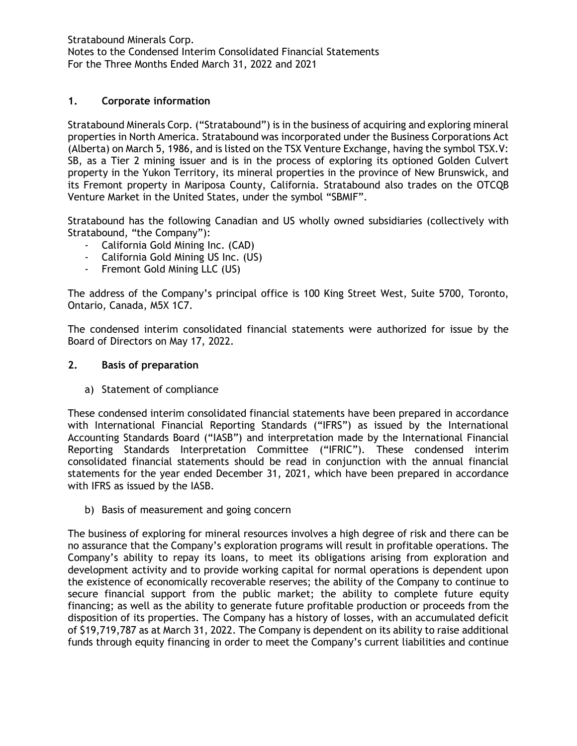Stratabound Minerals Corp.
Notes to the Condensed Interim Consolidated Financial Statements
For the Three Months Ended March 31, 2022 and 2021

## 1. Corporate information

Stratabound Minerals Corp. ("Stratabound") is in the business of acquiring and exploring mineral properties in North America. Stratabound was incorporated under the Business Corporations Act (Alberta) on March 5, 1986, and is listed on the TSX Venture Exchange, having the symbol TSX.V: SB, as a Tier 2 mining issuer and is in the process of exploring its optioned Golden Culvert property in the Yukon Territory, its mineral properties in the province of New Brunswick, and its Fremont property in Mariposa County, California. Stratabound also trades on the OTCQB Venture Market in the United States, under the symbol "SBMIF".

Stratabound has the following Canadian and US wholly owned subsidiaries (collectively with Stratabound, "the Company"):

- California Gold Mining Inc. (CAD)
- California Gold Mining US Inc. (US)
- Fremont Gold Mining LLC (US)

The address of the Company's principal office is 100 King Street West, Suite 5700, Toronto, Ontario, Canada, M5X 1C7.

The condensed interim consolidated financial statements were authorized for issue by the Board of Directors on May 17, 2022.

## 2. Basis of preparation

a) Statement of compliance

These condensed interim consolidated financial statements have been prepared in accordance with International Financial Reporting Standards ("IFRS") as issued by the International Accounting Standards Board ("IASB") and interpretation made by the International Financial Reporting Standards Interpretation Committee ("IFRIC"). These condensed interim consolidated financial statements should be read in conjunction with the annual financial statements for the year ended December 31, 2021, which have been prepared in accordance with IFRS as issued by the IASB.

b) Basis of measurement and going concern

The business of exploring for mineral resources involves a high degree of risk and there can be no assurance that the Company's exploration programs will result in profitable operations. The Company's ability to repay its loans, to meet its obligations arising from exploration and development activity and to provide working capital for normal operations is dependent upon the existence of economically recoverable reserves; the ability of the Company to continue to secure financial support from the public market; the ability to complete future equity financing; as well as the ability to generate future profitable production or proceeds from the disposition of its properties. The Company has a history of losses, with an accumulated deficit of $19,719,787 as at March 31, 2022. The Company is dependent on its ability to raise additional funds through equity financing in order to meet the Company's current liabilities and continue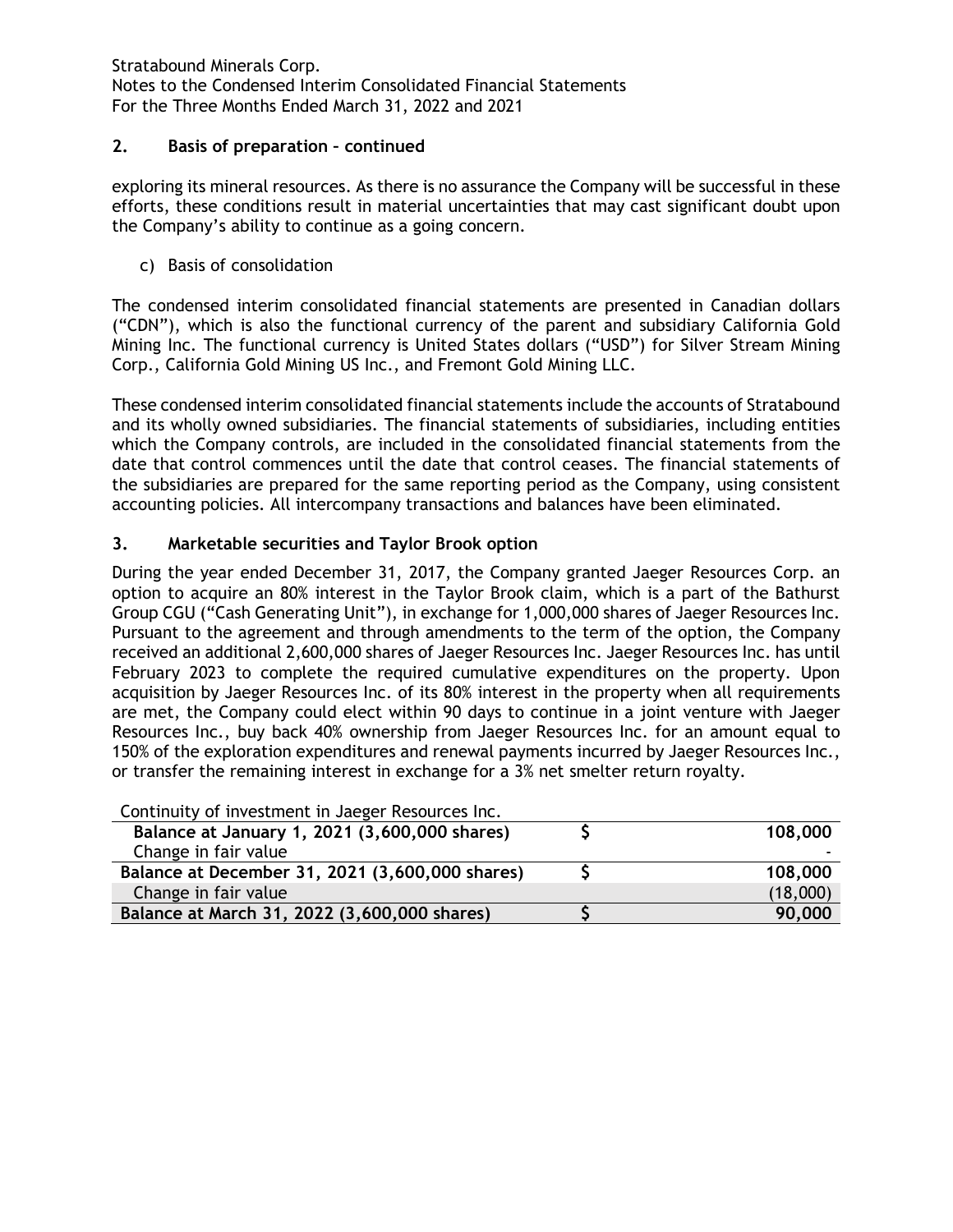## 2. Basis of preparation – continued

exploring its mineral resources. As there is no assurance the Company will be successful in these efforts, these conditions result in material uncertainties that may cast significant doubt upon the Company's ability to continue as a going concern.

c) Basis of consolidation

The condensed interim consolidated financial statements are presented in Canadian dollars ("CDN"), which is also the functional currency of the parent and subsidiary California Gold Mining Inc. The functional currency is United States dollars ("USD") for Silver Stream Mining Corp., California Gold Mining US Inc., and Fremont Gold Mining LLC.

These condensed interim consolidated financial statements include the accounts of Stratabound and its wholly owned subsidiaries. The financial statements of subsidiaries, including entities which the Company controls, are included in the consolidated financial statements from the date that control commences until the date that control ceases. The financial statements of the subsidiaries are prepared for the same reporting period as the Company, using consistent accounting policies. All intercompany transactions and balances have been eliminated.

## 3. Marketable securities and Taylor Brook option

During the year ended December 31, 2017, the Company granted Jaeger Resources Corp. an option to acquire an 80% interest in the Taylor Brook claim, which is a part of the Bathurst Group CGU ("Cash Generating Unit"), in exchange for 1,000,000 shares of Jaeger Resources Inc. Pursuant to the agreement and through amendments to the term of the option, the Company received an additional 2,600,000 shares of Jaeger Resources Inc. Jaeger Resources Inc. has until February 2023 to complete the required cumulative expenditures on the property. Upon acquisition by Jaeger Resources Inc. of its 80% interest in the property when all requirements are met, the Company could elect within 90 days to continue in a joint venture with Jaeger Resources Inc., buy back 40% ownership from Jaeger Resources Inc. for an amount equal to 150% of the exploration expenditures and renewal payments incurred by Jaeger Resources Inc., or transfer the remaining interest in exchange for a 3% net smelter return royalty.

| Continuity of investment in Jaeger Resources Inc. | | |
|---|---|---|
| **Balance at January 1, 2021 (3,600,000 shares)** | **$** | **108,000** |
| Change in fair value | | - |
| **Balance at December 31, 2021 (3,600,000 shares)** | **$** | **108,000** |
| Change in fair value | | (18,000) |
| **Balance at March 31, 2022 (3,600,000 shares)** | **$** | **90,000** |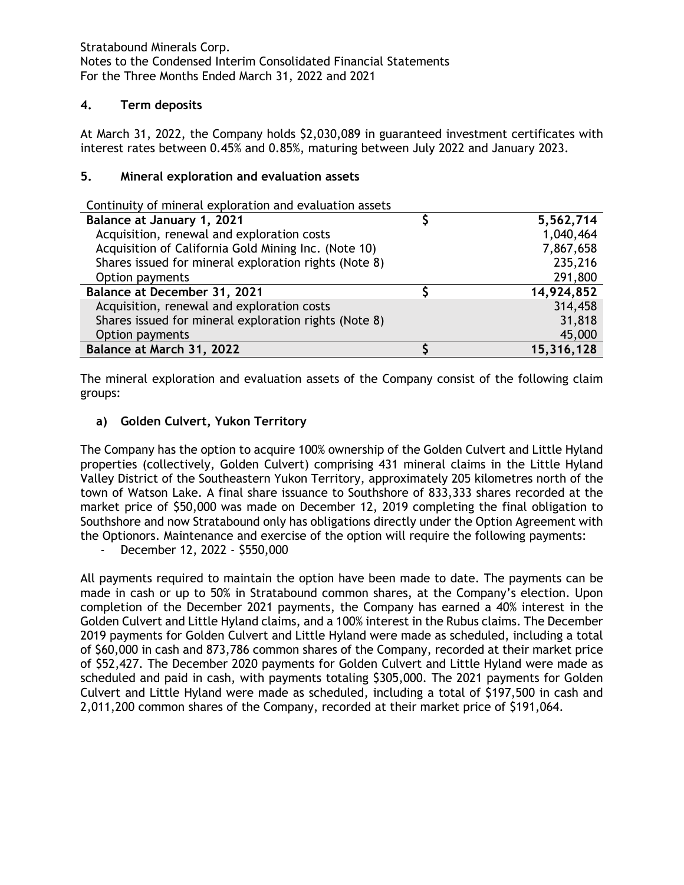## 4. Term deposits

At March 31, 2022, the Company holds $2,030,089 in guaranteed investment certificates with interest rates between 0.45% and 0.85%, maturing between July 2022 and January 2023.

## 5. Mineral exploration and evaluation assets

| Continuity of mineral exploration and evaluation assets | | |
|---|---|---|
| **Balance at January 1, 2021** | **$** | **5,562,714** |
| Acquisition, renewal and exploration costs | | 1,040,464 |
| Acquisition of California Gold Mining Inc. (Note 10) | | 7,867,658 |
| Shares issued for mineral exploration rights (Note 8) | | 235,216 |
| Option payments | | 291,800 |
| **Balance at December 31, 2021** | **$** | **14,924,852** |
| Acquisition, renewal and exploration costs | | 314,458 |
| Shares issued for mineral exploration rights (Note 8) | | 31,818 |
| Option payments | | 45,000 |
| **Balance at March 31, 2022** | **$** | **15,316,128** |

The mineral exploration and evaluation assets of the Company consist of the following claim groups:

### a) Golden Culvert, Yukon Territory

The Company has the option to acquire 100% ownership of the Golden Culvert and Little Hyland properties (collectively, Golden Culvert) comprising 431 mineral claims in the Little Hyland Valley District of the Southeastern Yukon Territory, approximately 205 kilometres north of the town of Watson Lake. A final share issuance to Southshore of 833,333 shares recorded at the market price of $50,000 was made on December 12, 2019 completing the final obligation to Southshore and now Stratabound only has obligations directly under the Option Agreement with the Optionors. Maintenance and exercise of the option will require the following payments:

- December 12, 2022 - $550,000

All payments required to maintain the option have been made to date. The payments can be made in cash or up to 50% in Stratabound common shares, at the Company's election. Upon completion of the December 2021 payments, the Company has earned a 40% interest in the Golden Culvert and Little Hyland claims, and a 100% interest in the Rubus claims. The December 2019 payments for Golden Culvert and Little Hyland were made as scheduled, including a total of $60,000 in cash and 873,786 common shares of the Company, recorded at their market price of $52,427. The December 2020 payments for Golden Culvert and Little Hyland were made as scheduled and paid in cash, with payments totaling $305,000. The 2021 payments for Golden Culvert and Little Hyland were made as scheduled, including a total of $197,500 in cash and 2,011,200 common shares of the Company, recorded at their market price of $191,064.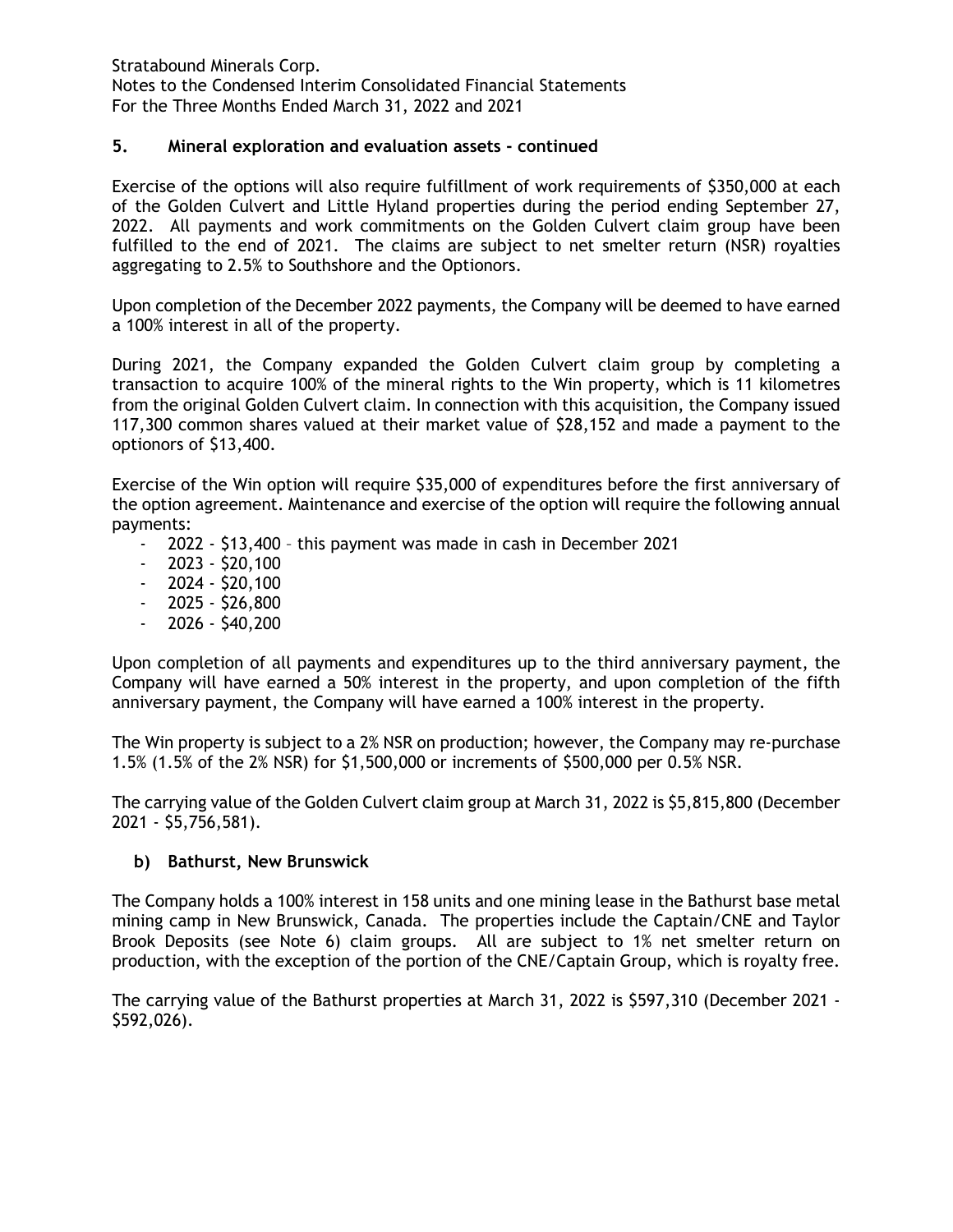## 5. Mineral exploration and evaluation assets - continued

Exercise of the options will also require fulfillment of work requirements of $350,000 at each of the Golden Culvert and Little Hyland properties during the period ending September 27, 2022. All payments and work commitments on the Golden Culvert claim group have been fulfilled to the end of 2021. The claims are subject to net smelter return (NSR) royalties aggregating to 2.5% to Southshore and the Optionors.

Upon completion of the December 2022 payments, the Company will be deemed to have earned a 100% interest in all of the property.

During 2021, the Company expanded the Golden Culvert claim group by completing a transaction to acquire 100% of the mineral rights to the Win property, which is 11 kilometres from the original Golden Culvert claim. In connection with this acquisition, the Company issued 117,300 common shares valued at their market value of $28,152 and made a payment to the optionors of $13,400.

Exercise of the Win option will require $35,000 of expenditures before the first anniversary of the option agreement. Maintenance and exercise of the option will require the following annual payments:

- 2022 - $13,400 – this payment was made in cash in December 2021
- 2023 - $20,100
- 2024 - $20,100
- 2025 - $26,800
- 2026 - $40,200

Upon completion of all payments and expenditures up to the third anniversary payment, the Company will have earned a 50% interest in the property, and upon completion of the fifth anniversary payment, the Company will have earned a 100% interest in the property.

The Win property is subject to a 2% NSR on production; however, the Company may re-purchase 1.5% (1.5% of the 2% NSR) for $1,500,000 or increments of $500,000 per 0.5% NSR.

The carrying value of the Golden Culvert claim group at March 31, 2022 is $5,815,800 (December 2021 - $5,756,581).

### b) Bathurst, New Brunswick

The Company holds a 100% interest in 158 units and one mining lease in the Bathurst base metal mining camp in New Brunswick, Canada. The properties include the Captain/CNE and Taylor Brook Deposits (see Note 6) claim groups. All are subject to 1% net smelter return on production, with the exception of the portion of the CNE/Captain Group, which is royalty free.

The carrying value of the Bathurst properties at March 31, 2022 is $597,310 (December 2021 - $592,026).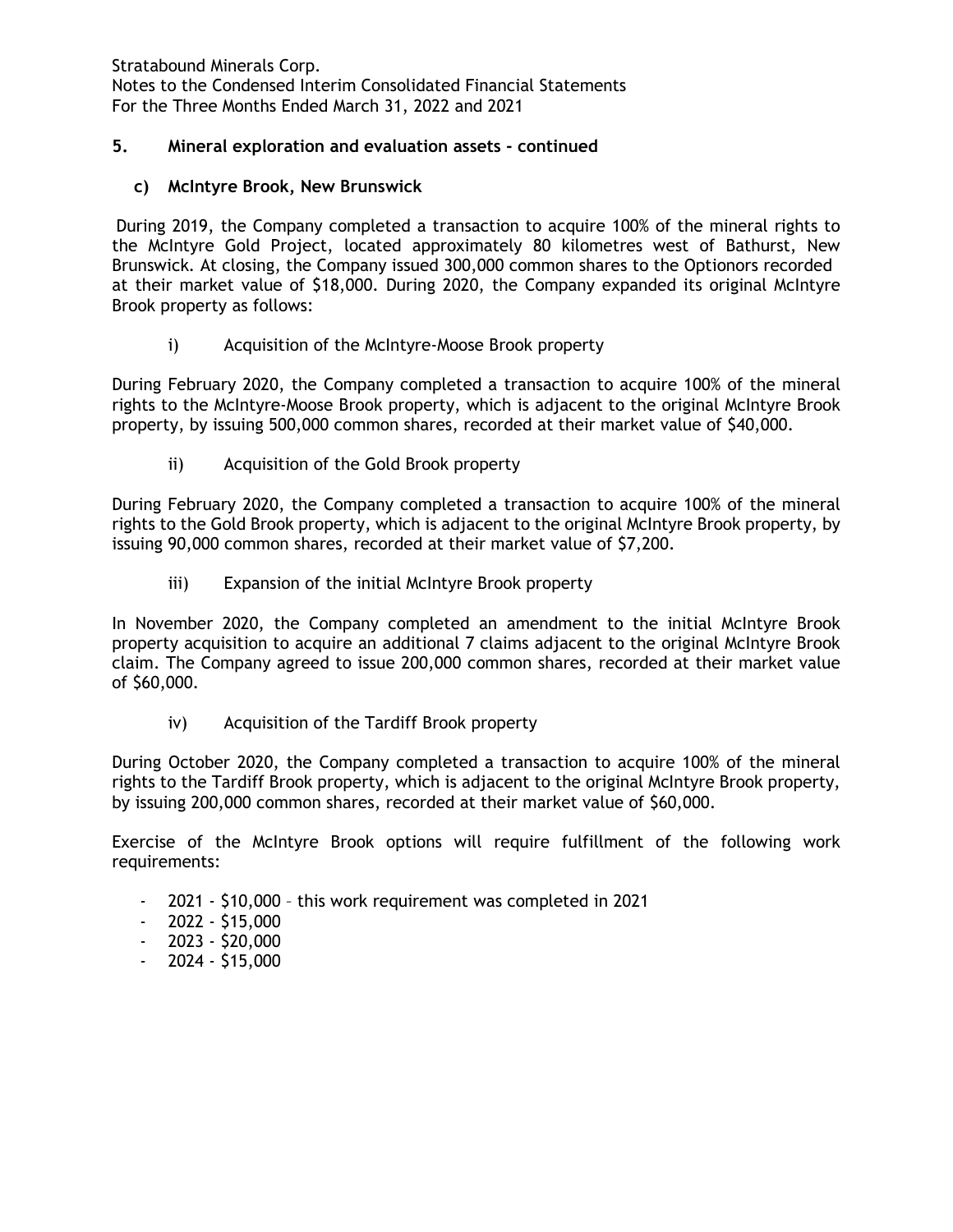## 5. Mineral exploration and evaluation assets - continued

### c) McIntyre Brook, New Brunswick

During 2019, the Company completed a transaction to acquire 100% of the mineral rights to the McIntyre Gold Project, located approximately 80 kilometres west of Bathurst, New Brunswick. At closing, the Company issued 300,000 common shares to the Optionors recorded at their market value of $18,000. During 2020, the Company expanded its original McIntyre Brook property as follows:

i) Acquisition of the McIntyre-Moose Brook property

During February 2020, the Company completed a transaction to acquire 100% of the mineral rights to the McIntyre-Moose Brook property, which is adjacent to the original McIntyre Brook property, by issuing 500,000 common shares, recorded at their market value of $40,000.

ii) Acquisition of the Gold Brook property

During February 2020, the Company completed a transaction to acquire 100% of the mineral rights to the Gold Brook property, which is adjacent to the original McIntyre Brook property, by issuing 90,000 common shares, recorded at their market value of $7,200.

iii) Expansion of the initial McIntyre Brook property

In November 2020, the Company completed an amendment to the initial McIntyre Brook property acquisition to acquire an additional 7 claims adjacent to the original McIntyre Brook claim. The Company agreed to issue 200,000 common shares, recorded at their market value of $60,000.

iv) Acquisition of the Tardiff Brook property

During October 2020, the Company completed a transaction to acquire 100% of the mineral rights to the Tardiff Brook property, which is adjacent to the original McIntyre Brook property, by issuing 200,000 common shares, recorded at their market value of $60,000.

Exercise of the McIntyre Brook options will require fulfillment of the following work requirements:

- 2021 - $10,000 – this work requirement was completed in 2021
- 2022 - $15,000
- 2023 - $20,000
- 2024 - $15,000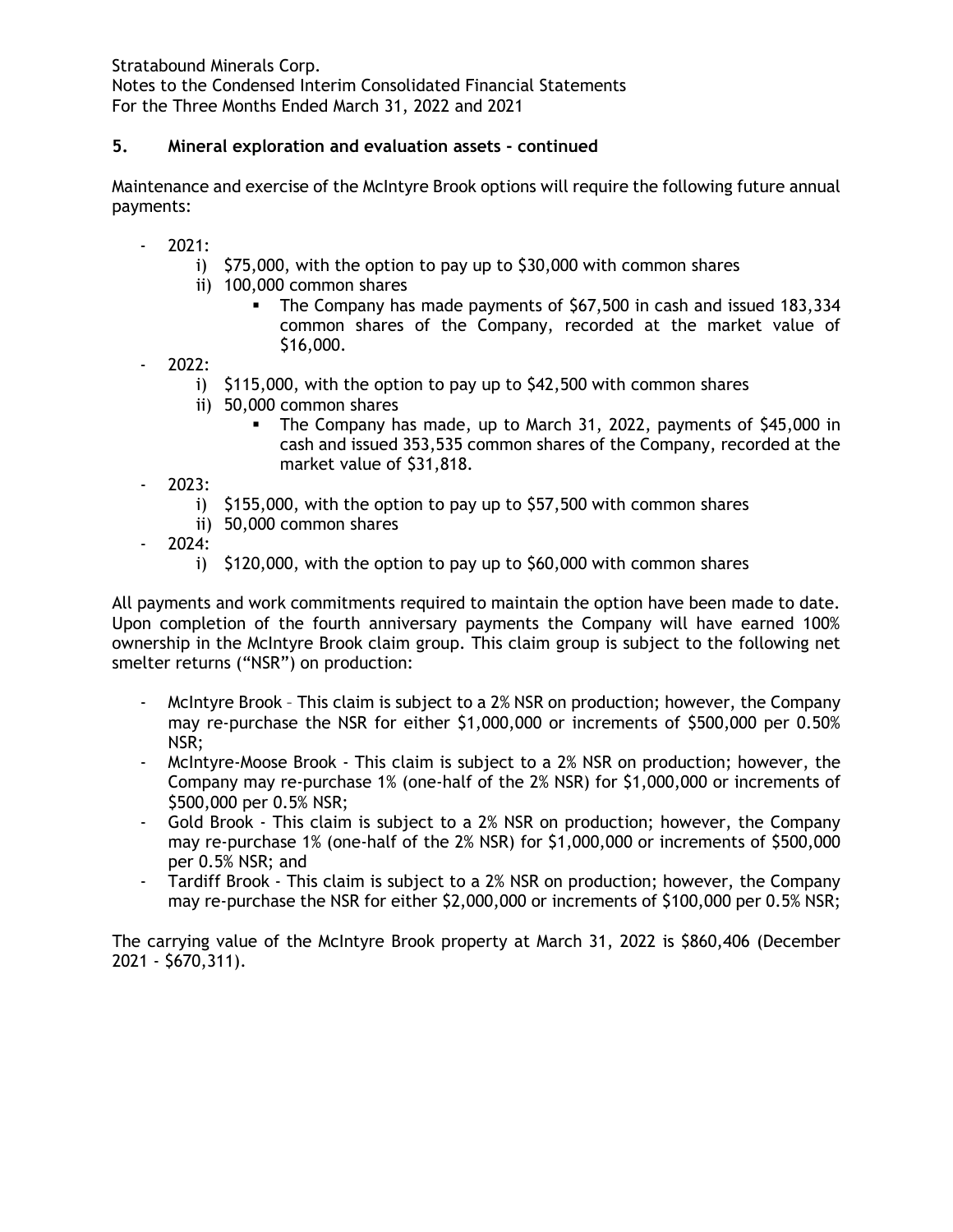## 5. Mineral exploration and evaluation assets - continued

Maintenance and exercise of the McIntyre Brook options will require the following future annual payments:

- 2021:
    i) $75,000, with the option to pay up to $30,000 with common shares
    ii) 100,000 common shares
        - The Company has made payments of $67,500 in cash and issued 183,334 common shares of the Company, recorded at the market value of $16,000.
- 2022:
    i) $115,000, with the option to pay up to $42,500 with common shares
    ii) 50,000 common shares
        - The Company has made, up to March 31, 2022, payments of $45,000 in cash and issued 353,535 common shares of the Company, recorded at the market value of $31,818.
- 2023:
    i) $155,000, with the option to pay up to $57,500 with common shares
    ii) 50,000 common shares
- 2024:
    i) $120,000, with the option to pay up to $60,000 with common shares

All payments and work commitments required to maintain the option have been made to date. Upon completion of the fourth anniversary payments the Company will have earned 100% ownership in the McIntyre Brook claim group. This claim group is subject to the following net smelter returns ("NSR") on production:

- McIntyre Brook – This claim is subject to a 2% NSR on production; however, the Company may re-purchase the NSR for either $1,000,000 or increments of $500,000 per 0.50% NSR;
- McIntyre-Moose Brook - This claim is subject to a 2% NSR on production; however, the Company may re-purchase 1% (one-half of the 2% NSR) for $1,000,000 or increments of $500,000 per 0.5% NSR;
- Gold Brook - This claim is subject to a 2% NSR on production; however, the Company may re-purchase 1% (one-half of the 2% NSR) for $1,000,000 or increments of $500,000 per 0.5% NSR; and
- Tardiff Brook - This claim is subject to a 2% NSR on production; however, the Company may re-purchase the NSR for either $2,000,000 or increments of $100,000 per 0.5% NSR;

The carrying value of the McIntyre Brook property at March 31, 2022 is $860,406 (December 2021 - $670,311).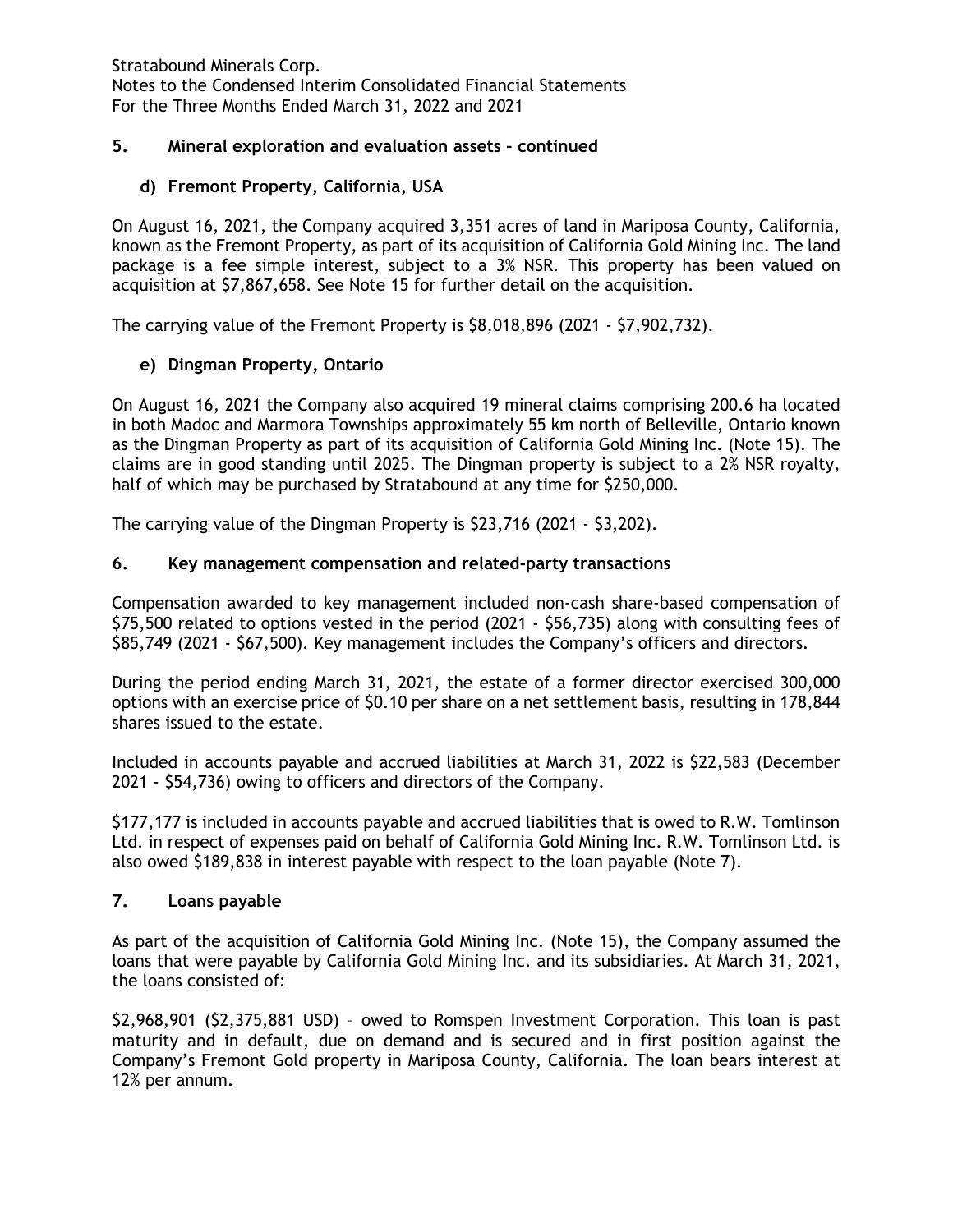## 5. Mineral exploration and evaluation assets - continued

### d) Fremont Property, California, USA

On August 16, 2021, the Company acquired 3,351 acres of land in Mariposa County, California, known as the Fremont Property, as part of its acquisition of California Gold Mining Inc. The land package is a fee simple interest, subject to a 3% NSR. This property has been valued on acquisition at $7,867,658. See Note 15 for further detail on the acquisition.

The carrying value of the Fremont Property is $8,018,896 (2021 - $7,902,732).

### e) Dingman Property, Ontario

On August 16, 2021 the Company also acquired 19 mineral claims comprising 200.6 ha located in both Madoc and Marmora Townships approximately 55 km north of Belleville, Ontario known as the Dingman Property as part of its acquisition of California Gold Mining Inc. (Note 15). The claims are in good standing until 2025. The Dingman property is subject to a 2% NSR royalty, half of which may be purchased by Stratabound at any time for $250,000.

The carrying value of the Dingman Property is $23,716 (2021 - $3,202).

## 6. Key management compensation and related-party transactions

Compensation awarded to key management included non-cash share-based compensation of $75,500 related to options vested in the period (2021 - $56,735) along with consulting fees of $85,749 (2021 - $67,500). Key management includes the Company's officers and directors.

During the period ending March 31, 2021, the estate of a former director exercised 300,000 options with an exercise price of $0.10 per share on a net settlement basis, resulting in 178,844 shares issued to the estate.

Included in accounts payable and accrued liabilities at March 31, 2022 is $22,583 (December 2021 - $54,736) owing to officers and directors of the Company.

$177,177 is included in accounts payable and accrued liabilities that is owed to R.W. Tomlinson Ltd. in respect of expenses paid on behalf of California Gold Mining Inc. R.W. Tomlinson Ltd. is also owed $189,838 in interest payable with respect to the loan payable (Note 7).

## 7. Loans payable

As part of the acquisition of California Gold Mining Inc. (Note 15), the Company assumed the loans that were payable by California Gold Mining Inc. and its subsidiaries. At March 31, 2021, the loans consisted of:

$2,968,901 ($2,375,881 USD) – owed to Romspen Investment Corporation. This loan is past maturity and in default, due on demand and is secured and in first position against the Company's Fremont Gold property in Mariposa County, California. The loan bears interest at 12% per annum.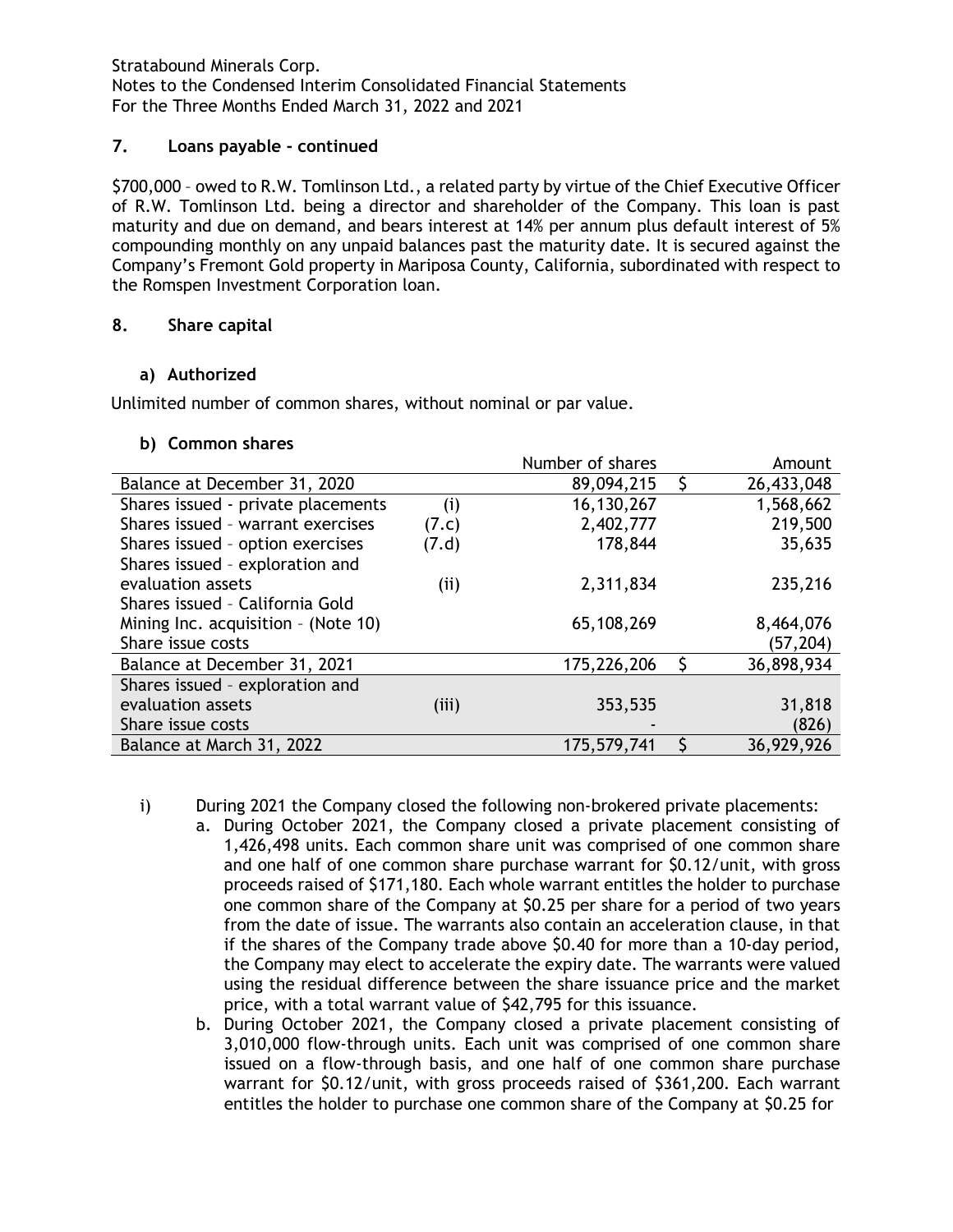## 7. Loans payable - continued

$700,000 – owed to R.W. Tomlinson Ltd., a related party by virtue of the Chief Executive Officer of R.W. Tomlinson Ltd. being a director and shareholder of the Company. This loan is past maturity and due on demand, and bears interest at 14% per annum plus default interest of 5% compounding monthly on any unpaid balances past the maturity date. It is secured against the Company's Fremont Gold property in Mariposa County, California, subordinated with respect to the Romspen Investment Corporation loan.

## 8. Share capital

### a) Authorized

Unlimited number of common shares, without nominal or par value.

### b) Common shares

| | | Number of shares | | Amount |
|---|---|---|---|---|
| Balance at December 31, 2020 | | 89,094,215 | $ | 26,433,048 |
| Shares issued - private placements | (i) | 16,130,267 | | 1,568,662 |
| Shares issued – warrant exercises | (7.c) | 2,402,777 | | 219,500 |
| Shares issued – option exercises | (7.d) | 178,844 | | 35,635 |
| Shares issued – exploration and evaluation assets | (ii) | 2,311,834 | | 235,216 |
| Shares issued – California Gold Mining Inc. acquisition – (Note 10) | | 65,108,269 | | 8,464,076 |
| Share issue costs | | | | (57,204) |
| Balance at December 31, 2021 | | 175,226,206 | $ | 36,898,934 |
| Shares issued – exploration and evaluation assets | (iii) | 353,535 | | 31,818 |
| Share issue costs | | - | | (826) |
| Balance at March 31, 2022 | | 175,579,741 | $ | 36,929,926 |

i) During 2021 the Company closed the following non-brokered private placements:

a. During October 2021, the Company closed a private placement consisting of 1,426,498 units. Each common share unit was comprised of one common share and one half of one common share purchase warrant for $0.12/unit, with gross proceeds raised of $171,180. Each whole warrant entitles the holder to purchase one common share of the Company at $0.25 per share for a period of two years from the date of issue. The warrants also contain an acceleration clause, in that if the shares of the Company trade above $0.40 for more than a 10-day period, the Company may elect to accelerate the expiry date. The warrants were valued using the residual difference between the share issuance price and the market price, with a total warrant value of $42,795 for this issuance.

b. During October 2021, the Company closed a private placement consisting of 3,010,000 flow-through units. Each unit was comprised of one common share issued on a flow-through basis, and one half of one common share purchase warrant for $0.12/unit, with gross proceeds raised of $361,200. Each warrant entitles the holder to purchase one common share of the Company at $0.25 for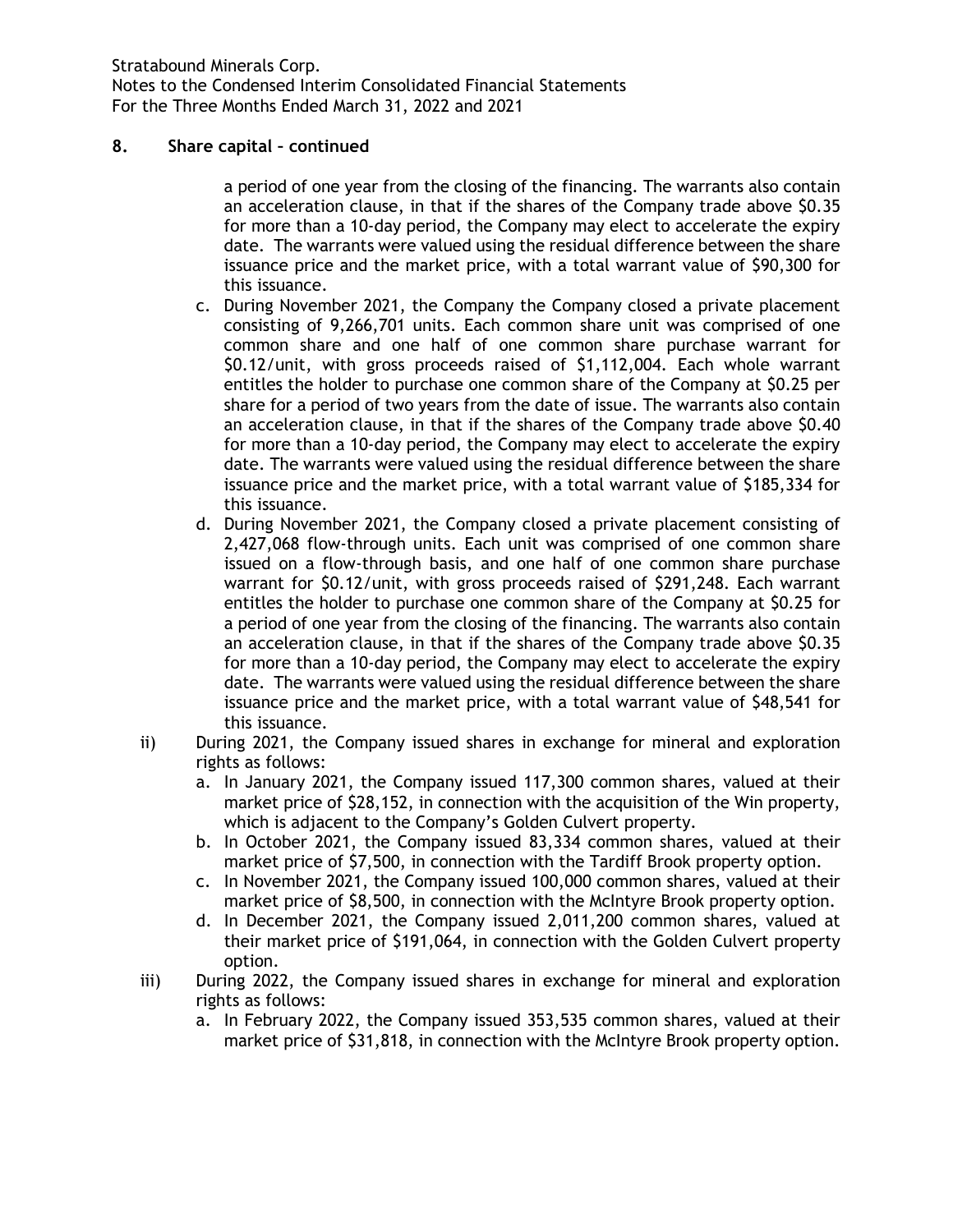## 8. Share capital – continued

a period of one year from the closing of the financing. The warrants also contain an acceleration clause, in that if the shares of the Company trade above $0.35 for more than a 10-day period, the Company may elect to accelerate the expiry date. The warrants were valued using the residual difference between the share issuance price and the market price, with a total warrant value of $90,300 for this issuance.

c. During November 2021, the Company the Company closed a private placement consisting of 9,266,701 units. Each common share unit was comprised of one common share and one half of one common share purchase warrant for $0.12/unit, with gross proceeds raised of $1,112,004. Each whole warrant entitles the holder to purchase one common share of the Company at $0.25 per share for a period of two years from the date of issue. The warrants also contain an acceleration clause, in that if the shares of the Company trade above $0.40 for more than a 10-day period, the Company may elect to accelerate the expiry date. The warrants were valued using the residual difference between the share issuance price and the market price, with a total warrant value of $185,334 for this issuance.

d. During November 2021, the Company closed a private placement consisting of 2,427,068 flow-through units. Each unit was comprised of one common share issued on a flow-through basis, and one half of one common share purchase warrant for $0.12/unit, with gross proceeds raised of $291,248. Each warrant entitles the holder to purchase one common share of the Company at $0.25 for a period of one year from the closing of the financing. The warrants also contain an acceleration clause, in that if the shares of the Company trade above $0.35 for more than a 10-day period, the Company may elect to accelerate the expiry date. The warrants were valued using the residual difference between the share issuance price and the market price, with a total warrant value of $48,541 for this issuance.

ii) During 2021, the Company issued shares in exchange for mineral and exploration rights as follows:

a. In January 2021, the Company issued 117,300 common shares, valued at their market price of $28,152, in connection with the acquisition of the Win property, which is adjacent to the Company's Golden Culvert property.
b. In October 2021, the Company issued 83,334 common shares, valued at their market price of $7,500, in connection with the Tardiff Brook property option.
c. In November 2021, the Company issued 100,000 common shares, valued at their market price of $8,500, in connection with the McIntyre Brook property option.
d. In December 2021, the Company issued 2,011,200 common shares, valued at their market price of $191,064, in connection with the Golden Culvert property option.

iii) During 2022, the Company issued shares in exchange for mineral and exploration rights as follows:

a. In February 2022, the Company issued 353,535 common shares, valued at their market price of $31,818, in connection with the McIntyre Brook property option.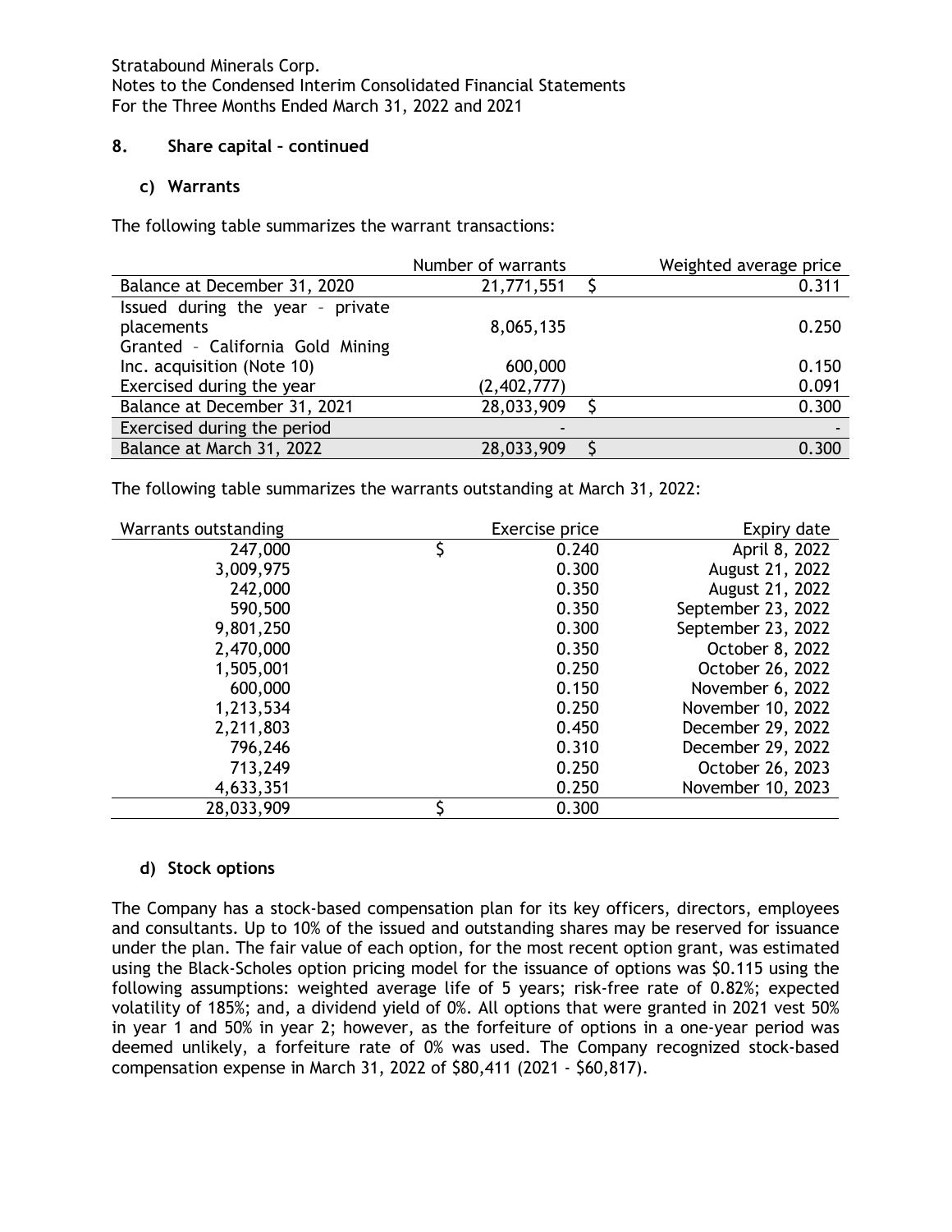## 8. Share capital – continued

### c) Warrants

The following table summarizes the warrant transactions:

| | Number of warrants | | Weighted average price |
|---|---|---|---|
| Balance at December 31, 2020 | 21,771,551 | $ | 0.311 |
| Issued during the year – private placements | 8,065,135 | | 0.250 |
| Granted – California Gold Mining Inc. acquisition (Note 10) | 600,000 | | 0.150 |
| Exercised during the year | (2,402,777) | | 0.091 |
| Balance at December 31, 2021 | 28,033,909 | $ | 0.300 |
| Exercised during the period | - | | - |
| Balance at March 31, 2022 | 28,033,909 | $ | 0.300 |

The following table summarizes the warrants outstanding at March 31, 2022:

| Warrants outstanding | | Exercise price | Expiry date |
|---|---|---|---|
| 247,000 | $ | 0.240 | April 8, 2022 |
| 3,009,975 | | 0.300 | August 21, 2022 |
| 242,000 | | 0.350 | August 21, 2022 |
| 590,500 | | 0.350 | September 23, 2022 |
| 9,801,250 | | 0.300 | September 23, 2022 |
| 2,470,000 | | 0.350 | October 8, 2022 |
| 1,505,001 | | 0.250 | October 26, 2022 |
| 600,000 | | 0.150 | November 6, 2022 |
| 1,213,534 | | 0.250 | November 10, 2022 |
| 2,211,803 | | 0.450 | December 29, 2022 |
| 796,246 | | 0.310 | December 29, 2022 |
| 713,249 | | 0.250 | October 26, 2023 |
| 4,633,351 | | 0.250 | November 10, 2023 |
| 28,033,909 | $ | 0.300 | |

### d) Stock options

The Company has a stock-based compensation plan for its key officers, directors, employees and consultants. Up to 10% of the issued and outstanding shares may be reserved for issuance under the plan. The fair value of each option, for the most recent option grant, was estimated using the Black-Scholes option pricing model for the issuance of options was $0.115 using the following assumptions: weighted average life of 5 years; risk-free rate of 0.82%; expected volatility of 185%; and, a dividend yield of 0%. All options that were granted in 2021 vest 50% in year 1 and 50% in year 2; however, as the forfeiture of options in a one-year period was deemed unlikely, a forfeiture rate of 0% was used. The Company recognized stock-based compensation expense in March 31, 2022 of $80,411 (2021 - $60,817).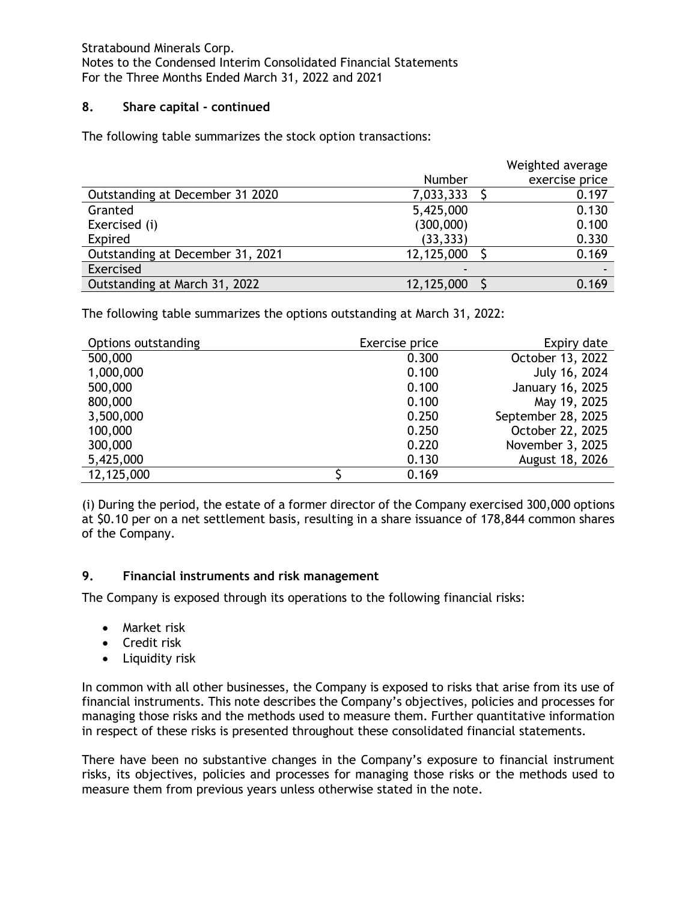## 8. Share capital - continued

The following table summarizes the stock option transactions:

| | Number | Weighted average exercise price |
|---|---|---|
| Outstanding at December 31 2020 | 7,033,333 | $ 0.197 |
| Granted | 5,425,000 | 0.130 |
| Exercised (i) | (300,000) | 0.100 |
| Expired | (33,333) | 0.330 |
| Outstanding at December 31, 2021 | 12,125,000 | $ 0.169 |
| Exercised | - | - |
| Outstanding at March 31, 2022 | 12,125,000 | $ 0.169 |

The following table summarizes the options outstanding at March 31, 2022:

| Options outstanding | Exercise price | Expiry date |
|---|---|---|
| 500,000 | 0.300 | October 13, 2022 |
| 1,000,000 | 0.100 | July 16, 2024 |
| 500,000 | 0.100 | January 16, 2025 |
| 800,000 | 0.100 | May 19, 2025 |
| 3,500,000 | 0.250 | September 28, 2025 |
| 100,000 | 0.250 | October 22, 2025 |
| 300,000 | 0.220 | November 3, 2025 |
| 5,425,000 | 0.130 | August 18, 2026 |
| 12,125,000 | $ 0.169 | |

(i) During the period, the estate of a former director of the Company exercised 300,000 options at $0.10 per on a net settlement basis, resulting in a share issuance of 178,844 common shares of the Company.

## 9. Financial instruments and risk management

The Company is exposed through its operations to the following financial risks:

- Market risk
- Credit risk
- Liquidity risk

In common with all other businesses, the Company is exposed to risks that arise from its use of financial instruments. This note describes the Company's objectives, policies and processes for managing those risks and the methods used to measure them. Further quantitative information in respect of these risks is presented throughout these consolidated financial statements.

There have been no substantive changes in the Company's exposure to financial instrument risks, its objectives, policies and processes for managing those risks or the methods used to measure them from previous years unless otherwise stated in the note.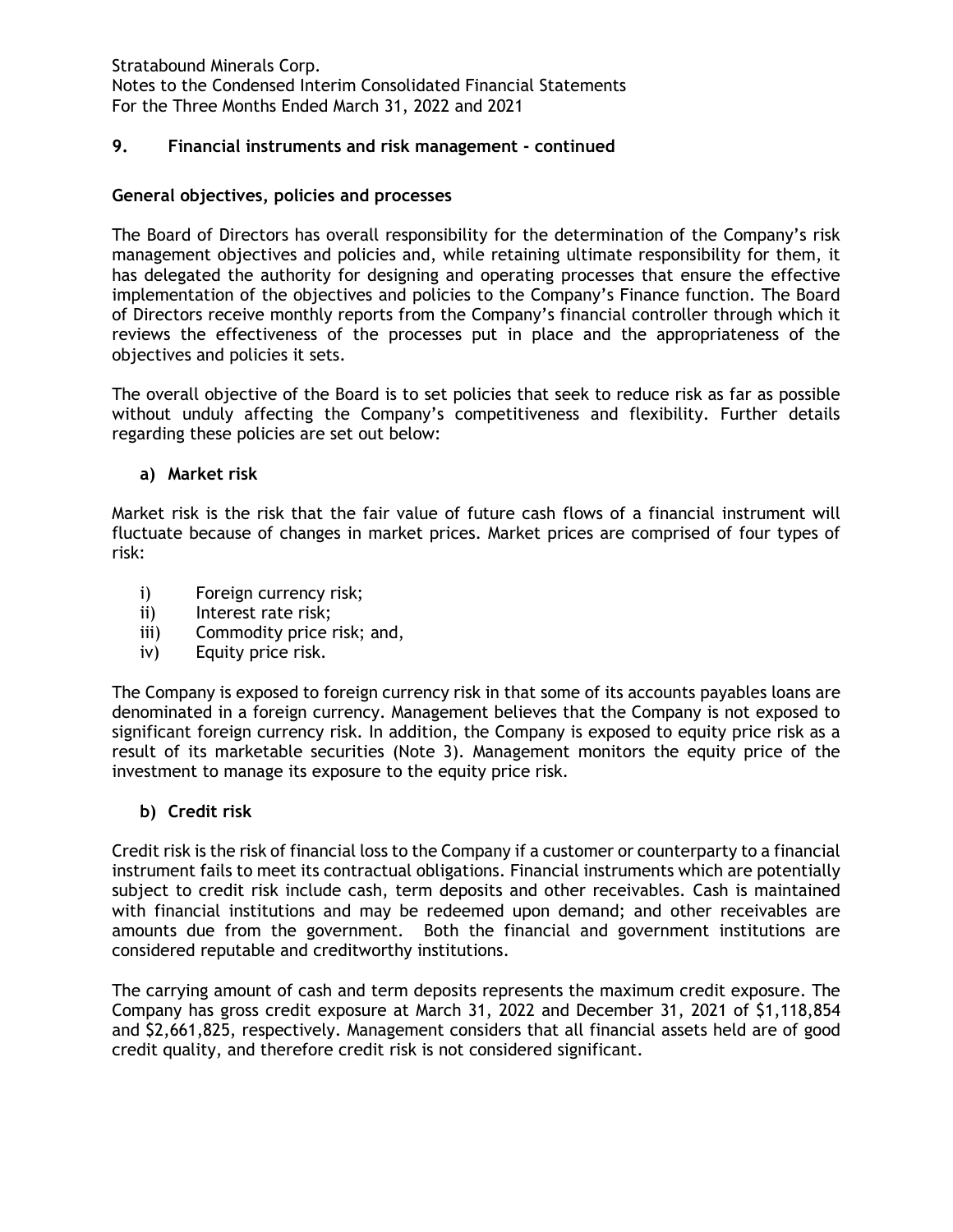## 9. Financial instruments and risk management - continued

### General objectives, policies and processes

The Board of Directors has overall responsibility for the determination of the Company's risk management objectives and policies and, while retaining ultimate responsibility for them, it has delegated the authority for designing and operating processes that ensure the effective implementation of the objectives and policies to the Company's Finance function. The Board of Directors receive monthly reports from the Company's financial controller through which it reviews the effectiveness of the processes put in place and the appropriateness of the objectives and policies it sets.

The overall objective of the Board is to set policies that seek to reduce risk as far as possible without unduly affecting the Company's competitiveness and flexibility. Further details regarding these policies are set out below:

#### a) Market risk

Market risk is the risk that the fair value of future cash flows of a financial instrument will fluctuate because of changes in market prices. Market prices are comprised of four types of risk:

i) Foreign currency risk;
ii) Interest rate risk;
iii) Commodity price risk; and,
iv) Equity price risk.

The Company is exposed to foreign currency risk in that some of its accounts payables loans are denominated in a foreign currency. Management believes that the Company is not exposed to significant foreign currency risk. In addition, the Company is exposed to equity price risk as a result of its marketable securities (Note 3). Management monitors the equity price of the investment to manage its exposure to the equity price risk.

#### b) Credit risk

Credit risk is the risk of financial loss to the Company if a customer or counterparty to a financial instrument fails to meet its contractual obligations. Financial instruments which are potentially subject to credit risk include cash, term deposits and other receivables. Cash is maintained with financial institutions and may be redeemed upon demand; and other receivables are amounts due from the government. Both the financial and government institutions are considered reputable and creditworthy institutions.

The carrying amount of cash and term deposits represents the maximum credit exposure. The Company has gross credit exposure at March 31, 2022 and December 31, 2021 of $1,118,854 and $2,661,825, respectively. Management considers that all financial assets held are of good credit quality, and therefore credit risk is not considered significant.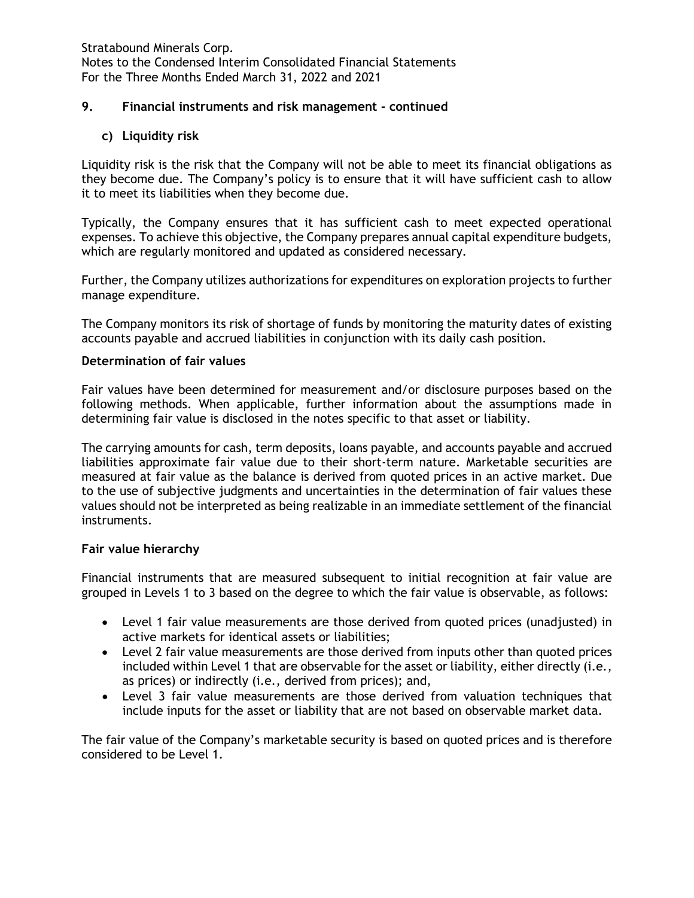## 9. Financial instruments and risk management - continued

### c) Liquidity risk

Liquidity risk is the risk that the Company will not be able to meet its financial obligations as they become due. The Company's policy is to ensure that it will have sufficient cash to allow it to meet its liabilities when they become due.

Typically, the Company ensures that it has sufficient cash to meet expected operational expenses. To achieve this objective, the Company prepares annual capital expenditure budgets, which are regularly monitored and updated as considered necessary.

Further, the Company utilizes authorizations for expenditures on exploration projects to further manage expenditure.

The Company monitors its risk of shortage of funds by monitoring the maturity dates of existing accounts payable and accrued liabilities in conjunction with its daily cash position.

**Determination of fair values**

Fair values have been determined for measurement and/or disclosure purposes based on the following methods. When applicable, further information about the assumptions made in determining fair value is disclosed in the notes specific to that asset or liability.

The carrying amounts for cash, term deposits, loans payable, and accounts payable and accrued liabilities approximate fair value due to their short-term nature. Marketable securities are measured at fair value as the balance is derived from quoted prices in an active market. Due to the use of subjective judgments and uncertainties in the determination of fair values these values should not be interpreted as being realizable in an immediate settlement of the financial instruments.

**Fair value hierarchy**

Financial instruments that are measured subsequent to initial recognition at fair value are grouped in Levels 1 to 3 based on the degree to which the fair value is observable, as follows:

- Level 1 fair value measurements are those derived from quoted prices (unadjusted) in active markets for identical assets or liabilities;
- Level 2 fair value measurements are those derived from inputs other than quoted prices included within Level 1 that are observable for the asset or liability, either directly (i.e., as prices) or indirectly (i.e., derived from prices); and,
- Level 3 fair value measurements are those derived from valuation techniques that include inputs for the asset or liability that are not based on observable market data.

The fair value of the Company's marketable security is based on quoted prices and is therefore considered to be Level 1.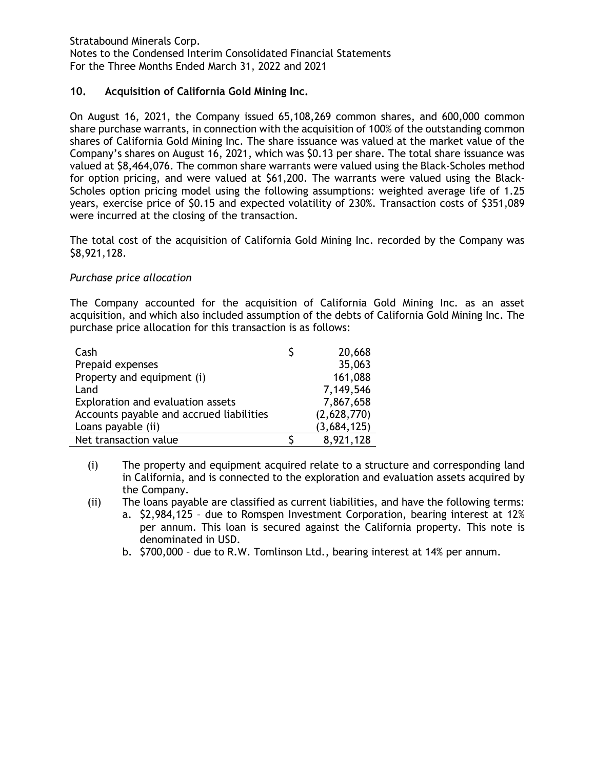## 10. Acquisition of California Gold Mining Inc.

On August 16, 2021, the Company issued 65,108,269 common shares, and 600,000 common share purchase warrants, in connection with the acquisition of 100% of the outstanding common shares of California Gold Mining Inc. The share issuance was valued at the market value of the Company's shares on August 16, 2021, which was $0.13 per share. The total share issuance was valued at $8,464,076. The common share warrants were valued using the Black-Scholes method for option pricing, and were valued at $61,200. The warrants were valued using the Black-Scholes option pricing model using the following assumptions: weighted average life of 1.25 years, exercise price of $0.15 and expected volatility of 230%. Transaction costs of $351,089 were incurred at the closing of the transaction.

The total cost of the acquisition of California Gold Mining Inc. recorded by the Company was $8,921,128.

*Purchase price allocation*

The Company accounted for the acquisition of California Gold Mining Inc. as an asset acquisition, and which also included assumption of the debts of California Gold Mining Inc. The purchase price allocation for this transaction is as follows:

| | | |
|---|---|---|
| Cash | $ | 20,668 |
| Prepaid expenses | | 35,063 |
| Property and equipment (i) | | 161,088 |
| Land | | 7,149,546 |
| Exploration and evaluation assets | | 7,867,658 |
| Accounts payable and accrued liabilities | | (2,628,770) |
| Loans payable (ii) | | (3,684,125) |
| Net transaction value | $ | 8,921,128 |

(i) The property and equipment acquired relate to a structure and corresponding land in California, and is connected to the exploration and evaluation assets acquired by the Company.

(ii) The loans payable are classified as current liabilities, and have the following terms:
   a. $2,984,125 – due to Romspen Investment Corporation, bearing interest at 12% per annum. This loan is secured against the California property. This note is denominated in USD.
   b. $700,000 – due to R.W. Tomlinson Ltd., bearing interest at 14% per annum.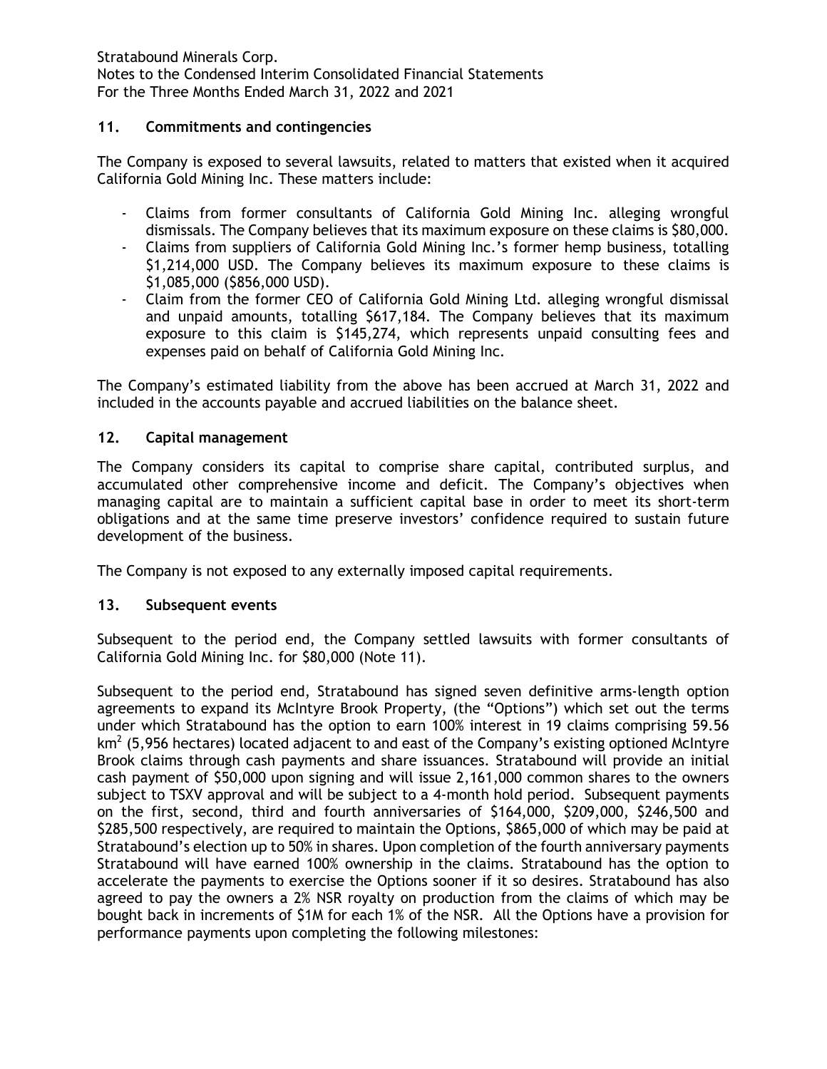## 11. Commitments and contingencies

The Company is exposed to several lawsuits, related to matters that existed when it acquired California Gold Mining Inc. These matters include:

- Claims from former consultants of California Gold Mining Inc. alleging wrongful dismissals. The Company believes that its maximum exposure on these claims is $80,000.
- Claims from suppliers of California Gold Mining Inc.'s former hemp business, totalling $1,214,000 USD. The Company believes its maximum exposure to these claims is $1,085,000 ($856,000 USD).
- Claim from the former CEO of California Gold Mining Ltd. alleging wrongful dismissal and unpaid amounts, totalling $617,184. The Company believes that its maximum exposure to this claim is $145,274, which represents unpaid consulting fees and expenses paid on behalf of California Gold Mining Inc.

The Company's estimated liability from the above has been accrued at March 31, 2022 and included in the accounts payable and accrued liabilities on the balance sheet.

## 12. Capital management

The Company considers its capital to comprise share capital, contributed surplus, and accumulated other comprehensive income and deficit. The Company's objectives when managing capital are to maintain a sufficient capital base in order to meet its short-term obligations and at the same time preserve investors' confidence required to sustain future development of the business.

The Company is not exposed to any externally imposed capital requirements.

## 13. Subsequent events

Subsequent to the period end, the Company settled lawsuits with former consultants of California Gold Mining Inc. for $80,000 (Note 11).

Subsequent to the period end, Stratabound has signed seven definitive arms-length option agreements to expand its McIntyre Brook Property, (the "Options") which set out the terms under which Stratabound has the option to earn 100% interest in 19 claims comprising 59.56 $km^2$ (5,956 hectares) located adjacent to and east of the Company's existing optioned McIntyre Brook claims through cash payments and share issuances. Stratabound will provide an initial cash payment of $50,000 upon signing and will issue 2,161,000 common shares to the owners subject to TSXV approval and will be subject to a 4-month hold period. Subsequent payments on the first, second, third and fourth anniversaries of $164,000, $209,000, $246,500 and $285,500 respectively, are required to maintain the Options, $865,000 of which may be paid at Stratabound's election up to 50% in shares. Upon completion of the fourth anniversary payments Stratabound will have earned 100% ownership in the claims. Stratabound has the option to accelerate the payments to exercise the Options sooner if it so desires. Stratabound has also agreed to pay the owners a 2% NSR royalty on production from the claims of which may be bought back in increments of $1M for each 1% of the NSR. All the Options have a provision for performance payments upon completing the following milestones: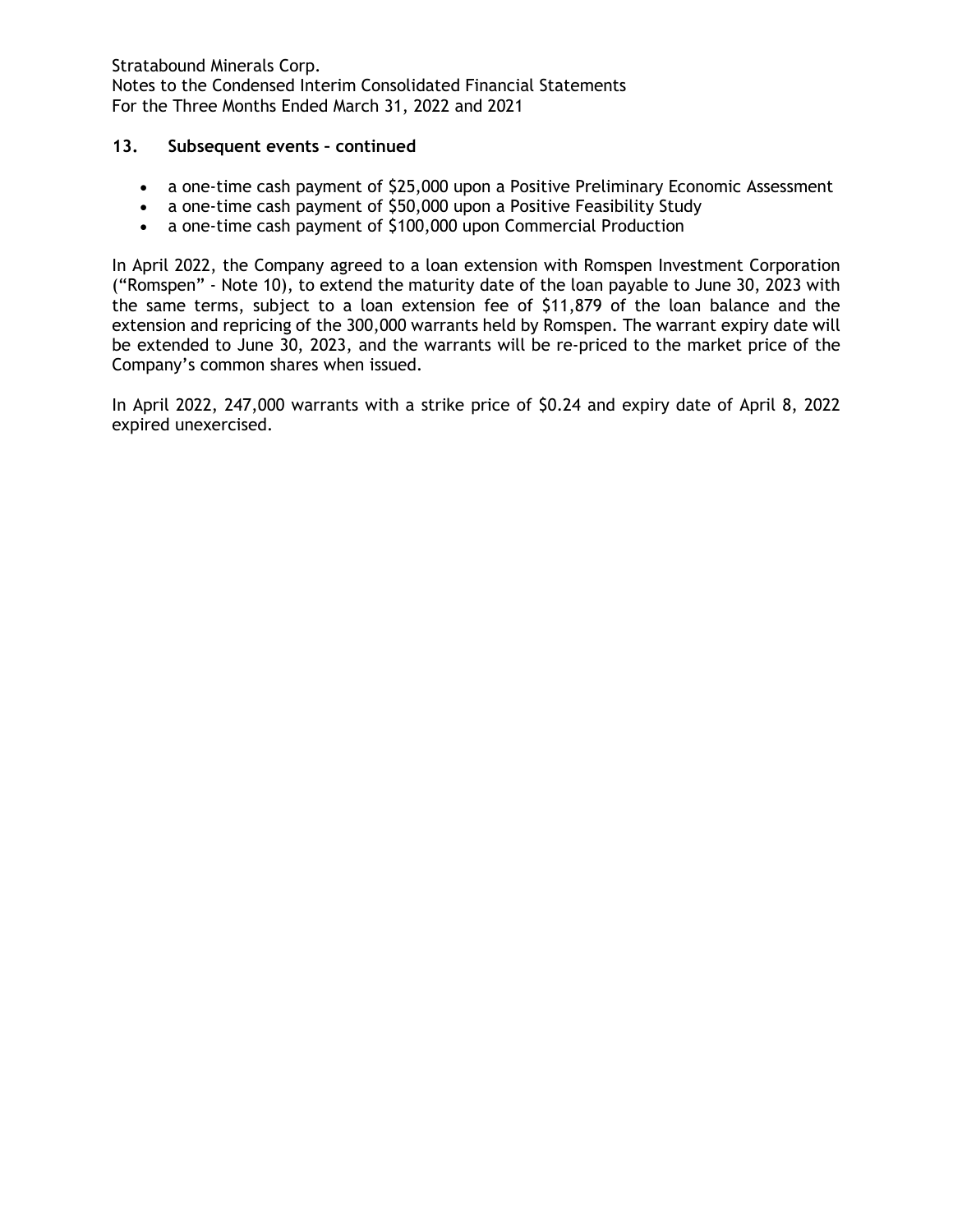## 13. Subsequent events – continued

- a one-time cash payment of $25,000 upon a Positive Preliminary Economic Assessment
- a one-time cash payment of $50,000 upon a Positive Feasibility Study
- a one-time cash payment of $100,000 upon Commercial Production

In April 2022, the Company agreed to a loan extension with Romspen Investment Corporation ("Romspen" - Note 10), to extend the maturity date of the loan payable to June 30, 2023 with the same terms, subject to a loan extension fee of $11,879 of the loan balance and the extension and repricing of the 300,000 warrants held by Romspen. The warrant expiry date will be extended to June 30, 2023, and the warrants will be re-priced to the market price of the Company's common shares when issued.

In April 2022, 247,000 warrants with a strike price of $0.24 and expiry date of April 8, 2022 expired unexercised.